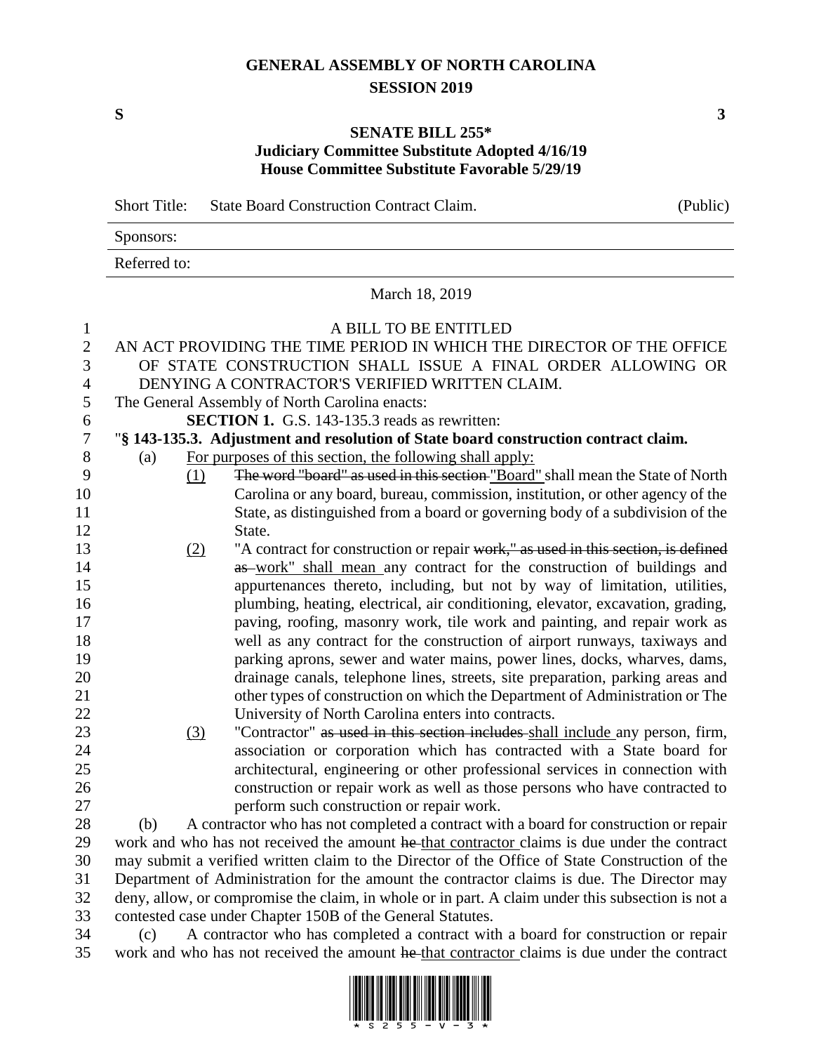# GENERAL ASSEMBLY OF NORTH CAROLINA
## SESSION 2019

**S** **3**

**SENATE BILL 255\***
**Judiciary Committee Substitute Adopted 4/16/19**
**House Committee Substitute Favorable 5/29/19**

Short Title: State Board Construction Contract Claim. (Public)

Sponsors:

Referred to:

March 18, 2019

A BILL TO BE ENTITLED

AN ACT PROVIDING THE TIME PERIOD IN WHICH THE DIRECTOR OF THE OFFICE OF STATE CONSTRUCTION SHALL ISSUE A FINAL ORDER ALLOWING OR DENYING A CONTRACTOR'S VERIFIED WRITTEN CLAIM.

The General Assembly of North Carolina enacts:

**SECTION 1.** G.S. 143-135.3 reads as rewritten:

"**§ 143-135.3. Adjustment and resolution of State board construction contract claim.**

(a) <u>For purposes of this section, the following shall apply:</u>

<u>(1)</u> ~~The word "board" as used in this section~~ <u>"Board"</u> shall mean the State of North Carolina or any board, bureau, commission, institution, or other agency of the State, as distinguished from a board or governing body of a subdivision of the State.

<u>(2)</u> "A contract for construction or repair ~~work," as used in this section, is defined as~~ <u>work" shall mean</u> any contract for the construction of buildings and appurtenances thereto, including, but not by way of limitation, utilities, plumbing, heating, electrical, air conditioning, elevator, excavation, grading, paving, roofing, masonry work, tile work and painting, and repair work as well as any contract for the construction of airport runways, taxiways and parking aprons, sewer and water mains, power lines, docks, wharves, dams, drainage canals, telephone lines, streets, site preparation, parking areas and other types of construction on which the Department of Administration or The University of North Carolina enters into contracts.

<u>(3)</u> "Contractor" ~~as used in this section includes~~ <u>shall include</u> any person, firm, association or corporation which has contracted with a State board for architectural, engineering or other professional services in connection with construction or repair work as well as those persons who have contracted to perform such construction or repair work.

(b) A contractor who has not completed a contract with a board for construction or repair work and who has not received the amount ~~he~~ <u>that contractor</u> claims is due under the contract may submit a verified written claim to the Director of the Office of State Construction of the Department of Administration for the amount the contractor claims is due. The Director may deny, allow, or compromise the claim, in whole or in part. A claim under this subsection is not a contested case under Chapter 150B of the General Statutes.

(c) A contractor who has completed a contract with a board for construction or repair work and who has not received the amount ~~he~~ <u>that contractor</u> claims is due under the contract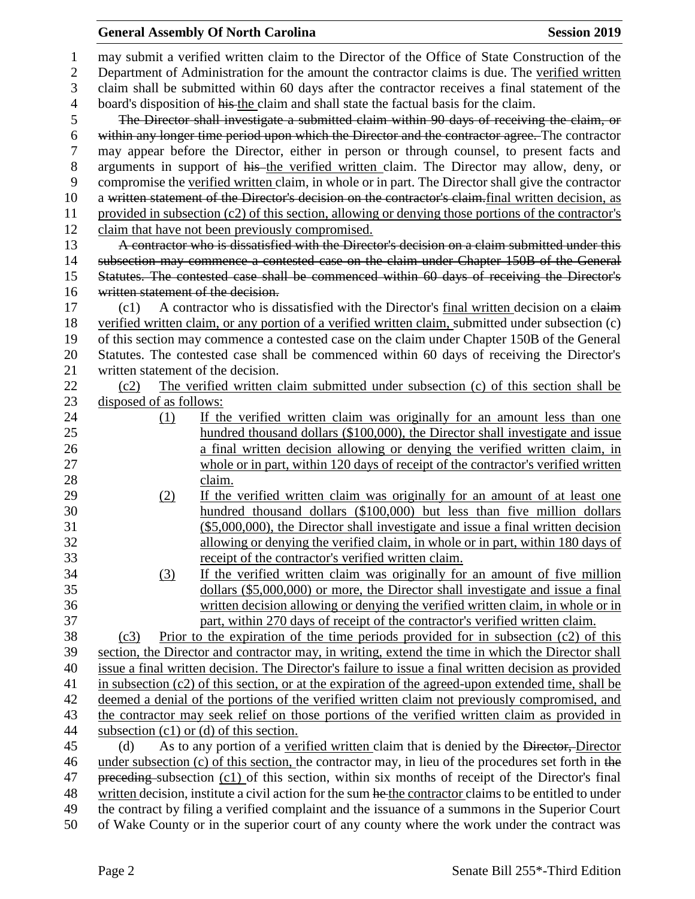may submit a verified written claim to the Director of the Office of State Construction of the Department of Administration for the amount the contractor claims is due. The verified written claim shall be submitted within 60 days after the contractor receives a final statement of the board's disposition of ~~his~~ the claim and shall state the factual basis for the claim.

~~The Director shall investigate a submitted claim within 90 days of receiving the claim, or within any longer time period upon which the Director and the contractor agree.~~ The contractor may appear before the Director, either in person or through counsel, to present facts and arguments in support of ~~his~~ the verified written claim. The Director may allow, deny, or compromise the verified written claim, in whole or in part. The Director shall give the contractor a ~~written statement of the Director's decision on the contractor's claim.~~final written decision, as provided in subsection (c2) of this section, allowing or denying those portions of the contractor's claim that have not been previously compromised.

~~A contractor who is dissatisfied with the Director's decision on a claim submitted under this subsection may commence a contested case on the claim under Chapter 150B of the General Statutes. The contested case shall be commenced within 60 days of receiving the Director's written statement of the decision.~~

(c1) A contractor who is dissatisfied with the Director's final written decision on a ~~claim~~ verified written claim, or any portion of a verified written claim, submitted under subsection (c) of this section may commence a contested case on the claim under Chapter 150B of the General Statutes. The contested case shall be commenced within 60 days of receiving the Director's written statement of the decision.

(c2) The verified written claim submitted under subsection (c) of this section shall be disposed of as follows:

(1) If the verified written claim was originally for an amount less than one hundred thousand dollars ($100,000), the Director shall investigate and issue a final written decision allowing or denying the verified written claim, in whole or in part, within 120 days of receipt of the contractor's verified written claim.

(2) If the verified written claim was originally for an amount of at least one hundred thousand dollars ($100,000) but less than five million dollars ($5,000,000), the Director shall investigate and issue a final written decision allowing or denying the verified claim, in whole or in part, within 180 days of receipt of the contractor's verified written claim.

(3) If the verified written claim was originally for an amount of five million dollars ($5,000,000) or more, the Director shall investigate and issue a final written decision allowing or denying the verified written claim, in whole or in part, within 270 days of receipt of the contractor's verified written claim.

(c3) Prior to the expiration of the time periods provided for in subsection (c2) of this section, the Director and contractor may, in writing, extend the time in which the Director shall issue a final written decision. The Director's failure to issue a final written decision as provided in subsection (c2) of this section, or at the expiration of the agreed-upon extended time, shall be deemed a denial of the portions of the verified written claim not previously compromised, and the contractor may seek relief on those portions of the verified written claim as provided in subsection (c1) or (d) of this section.

(d) As to any portion of a verified written claim that is denied by the ~~Director,~~ Director under subsection (c) of this section, the contractor may, in lieu of the procedures set forth in ~~the preceding~~ subsection (c1) of this section, within six months of receipt of the Director's final written decision, institute a civil action for the sum ~~he~~ the contractor claims to be entitled to under the contract by filing a verified complaint and the issuance of a summons in the Superior Court of Wake County or in the superior court of any county where the work under the contract was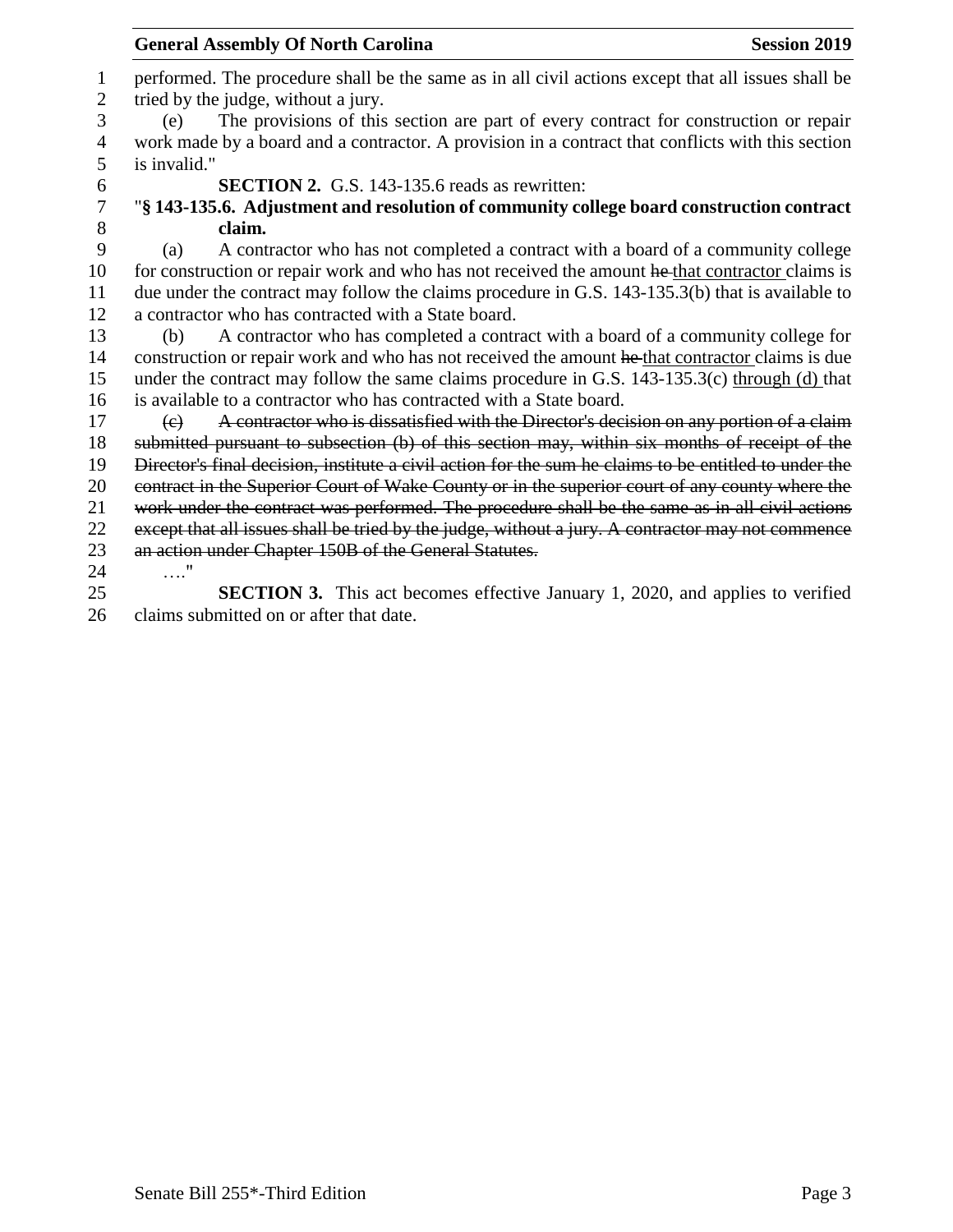performed. The procedure shall be the same as in all civil actions except that all issues shall be tried by the judge, without a jury.

(e) The provisions of this section are part of every contract for construction or repair work made by a board and a contractor. A provision in a contract that conflicts with this section is invalid."

**SECTION 2.** G.S. 143-135.6 reads as rewritten:

"**§ 143-135.6. Adjustment and resolution of community college board construction contract claim.**

(a) A contractor who has not completed a contract with a board of a community college for construction or repair work and who has not received the amount ~~he~~ that contractor claims is due under the contract may follow the claims procedure in G.S. 143-135.3(b) that is available to a contractor who has contracted with a State board.

(b) A contractor who has completed a contract with a board of a community college for construction or repair work and who has not received the amount ~~he~~ that contractor claims is due under the contract may follow the same claims procedure in G.S. 143-135.3(c) through (d) that is available to a contractor who has contracted with a State board.

~~(c) A contractor who is dissatisfied with the Director's decision on any portion of a claim submitted pursuant to subsection (b) of this section may, within six months of receipt of the Director's final decision, institute a civil action for the sum he claims to be entitled to under the contract in the Superior Court of Wake County or in the superior court of any county where the work under the contract was performed. The procedure shall be the same as in all civil actions except that all issues shall be tried by the judge, without a jury. A contractor may not commence an action under Chapter 150B of the General Statutes.~~

…."

**SECTION 3.** This act becomes effective January 1, 2020, and applies to verified claims submitted on or after that date.